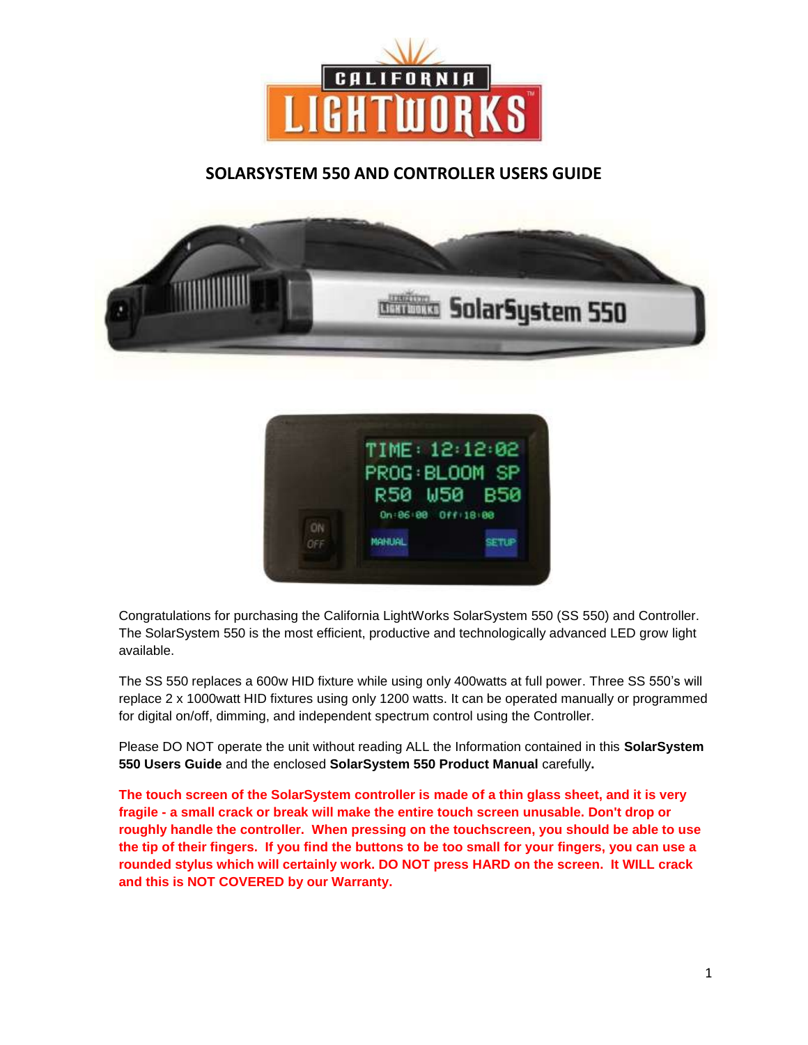# SOLARSYSTEM 550 AND CONTROLLER USERS GUIDE

Congratulations for purchasing the California LightWorks SolarSystem 550 (SS 550) and Controller. The SolarSystem 550 is the most efficient, productive and technologically advanced LED grow light available.

The SS 550 replaces a 600w HID fixture while using only 400watts at full power. Three SS 550's will replace 2 x 1000watt HID fixtures using only 1200 watts. It can be operated manually or programmed for digital on/off, dimming, and independent spectrum control using the Controller.

Please DO NOT operate the unit without reading ALL the Information contained in this **SolarSystem 550 Users Guide** and the enclosed **SolarSystem 550 Product Manual** carefully**.**

**The touch screen of the SolarSystem controller is made of a thin glass sheet, and it is very fragile - a small crack or break will make the entire touch screen unusable. Don't drop or roughly handle the controller. When pressing on the touchscreen, you should be able to use the tip of their fingers. If you find the buttons to be too small for your fingers, you can use a rounded stylus which will certainly work. DO NOT press HARD on the screen. It WILL crack and this is NOT COVERED by our Warranty.**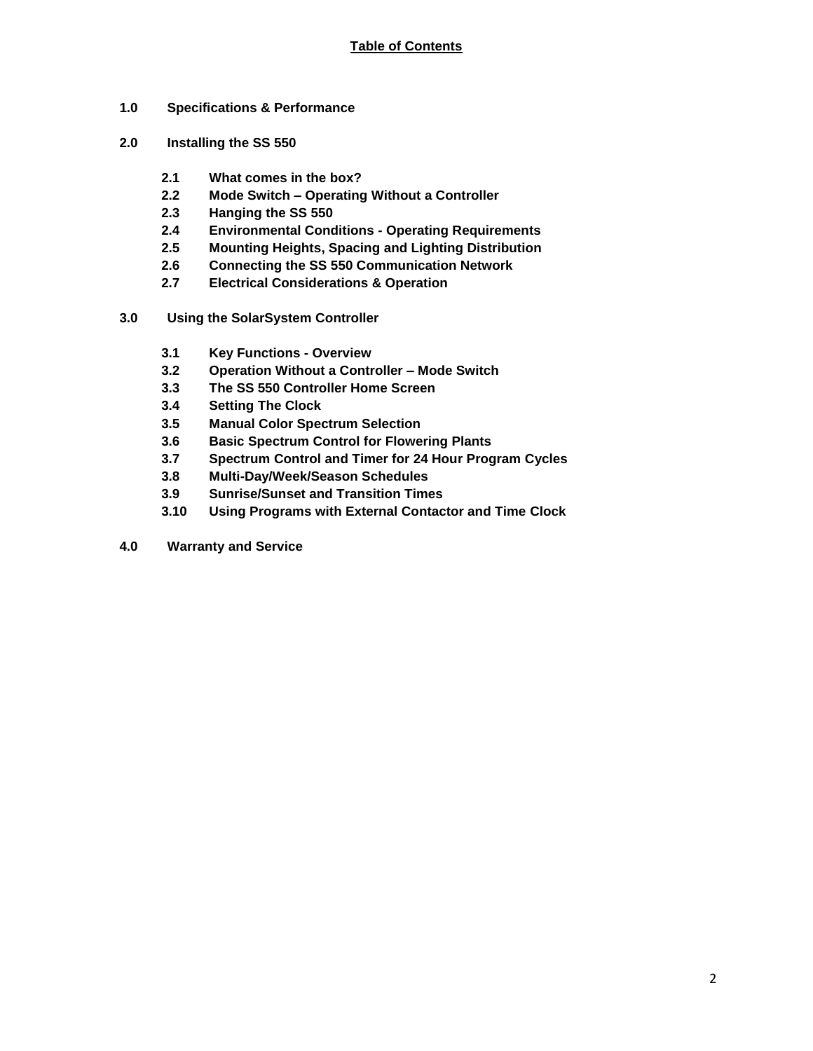## Table of Contents

**1.0 Specifications & Performance**

**2.0 Installing the SS 550**

- **2.1 What comes in the box?**
- **2.2 Mode Switch – Operating Without a Controller**
- **2.3 Hanging the SS 550**
- **2.4 Environmental Conditions - Operating Requirements**
- **2.5 Mounting Heights, Spacing and Lighting Distribution**
- **2.6 Connecting the SS 550 Communication Network**
- **2.7 Electrical Considerations & Operation**

**3.0 Using the SolarSystem Controller**

- **3.1 Key Functions - Overview**
- **3.2 Operation Without a Controller – Mode Switch**
- **3.3 The SS 550 Controller Home Screen**
- **3.4 Setting The Clock**
- **3.5 Manual Color Spectrum Selection**
- **3.6 Basic Spectrum Control for Flowering Plants**
- **3.7 Spectrum Control and Timer for 24 Hour Program Cycles**
- **3.8 Multi-Day/Week/Season Schedules**
- **3.9 Sunrise/Sunset and Transition Times**
- **3.10 Using Programs with External Contactor and Time Clock**

**4.0 Warranty and Service**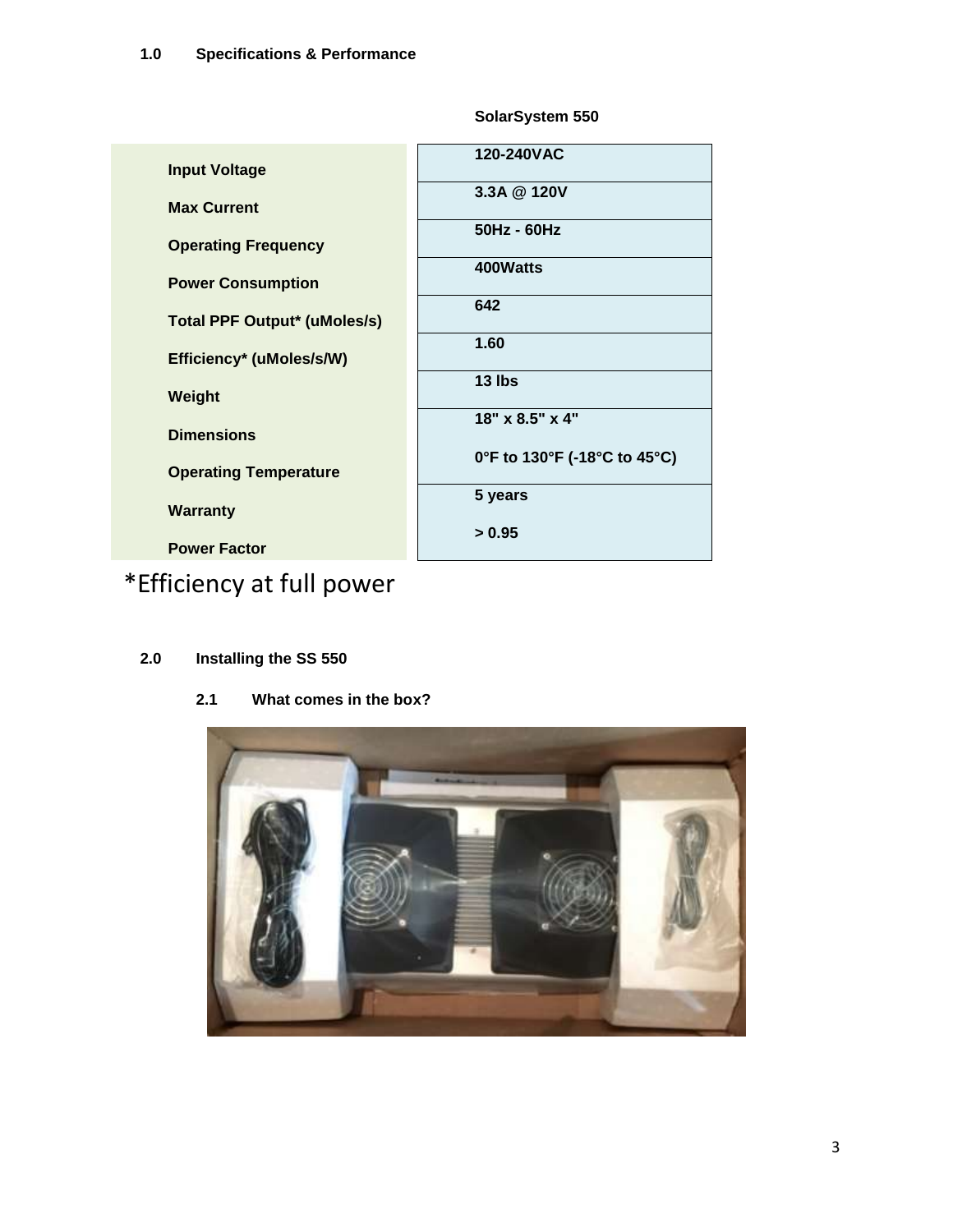## 1.0 Specifications & Performance

| | SolarSystem 550 |
|---|---|
| Input Voltage | 120-240VAC |
| Max Current | 3.3A @ 120V |
| Operating Frequency | 50Hz - 60Hz |
| Power Consumption | 400Watts |
| Total PPF Output* (uMoles/s) | 642 |
| Efficiency* (uMoles/s/W) | 1.60 |
| Weight | 13 lbs |
| Dimensions | 18" x 8.5" x 4" |
| Operating Temperature | 0°F to 130°F (-18°C to 45°C) |
| Warranty | 5 years |
| Power Factor | > 0.95 |

*Efficiency at full power

## 2.0 Installing the SS 550

### 2.1 What comes in the box?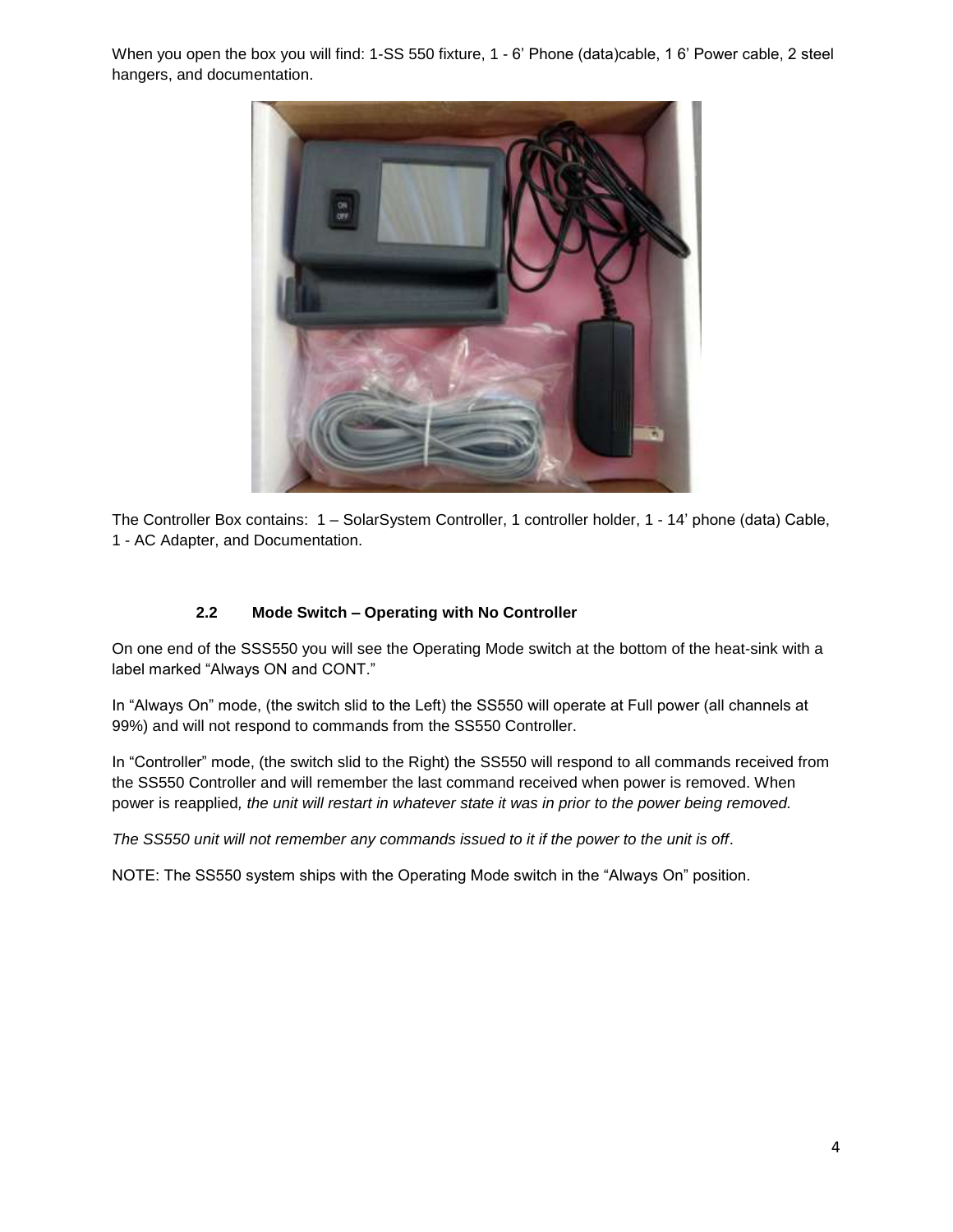When you open the box you will find: 1-SS 550 fixture, 1 - 6' Phone (data)cable, 1 6' Power cable, 2 steel hangers, and documentation.

The Controller Box contains: 1 – SolarSystem Controller, 1 controller holder, 1 - 14' phone (data) Cable, 1 - AC Adapter, and Documentation.

### 2.2 Mode Switch – Operating with No Controller

On one end of the SSS550 you will see the Operating Mode switch at the bottom of the heat-sink with a label marked "Always ON and CONT."

In "Always On" mode, (the switch slid to the Left) the SS550 will operate at Full power (all channels at 99%) and will not respond to commands from the SS550 Controller.

In "Controller" mode, (the switch slid to the Right) the SS550 will respond to all commands received from the SS550 Controller and will remember the last command received when power is removed. When power is reapplied*, the unit will restart in whatever state it was in prior to the power being removed.*

*The SS550 unit will not remember any commands issued to it if the power to the unit is off*.

NOTE: The SS550 system ships with the Operating Mode switch in the "Always On" position.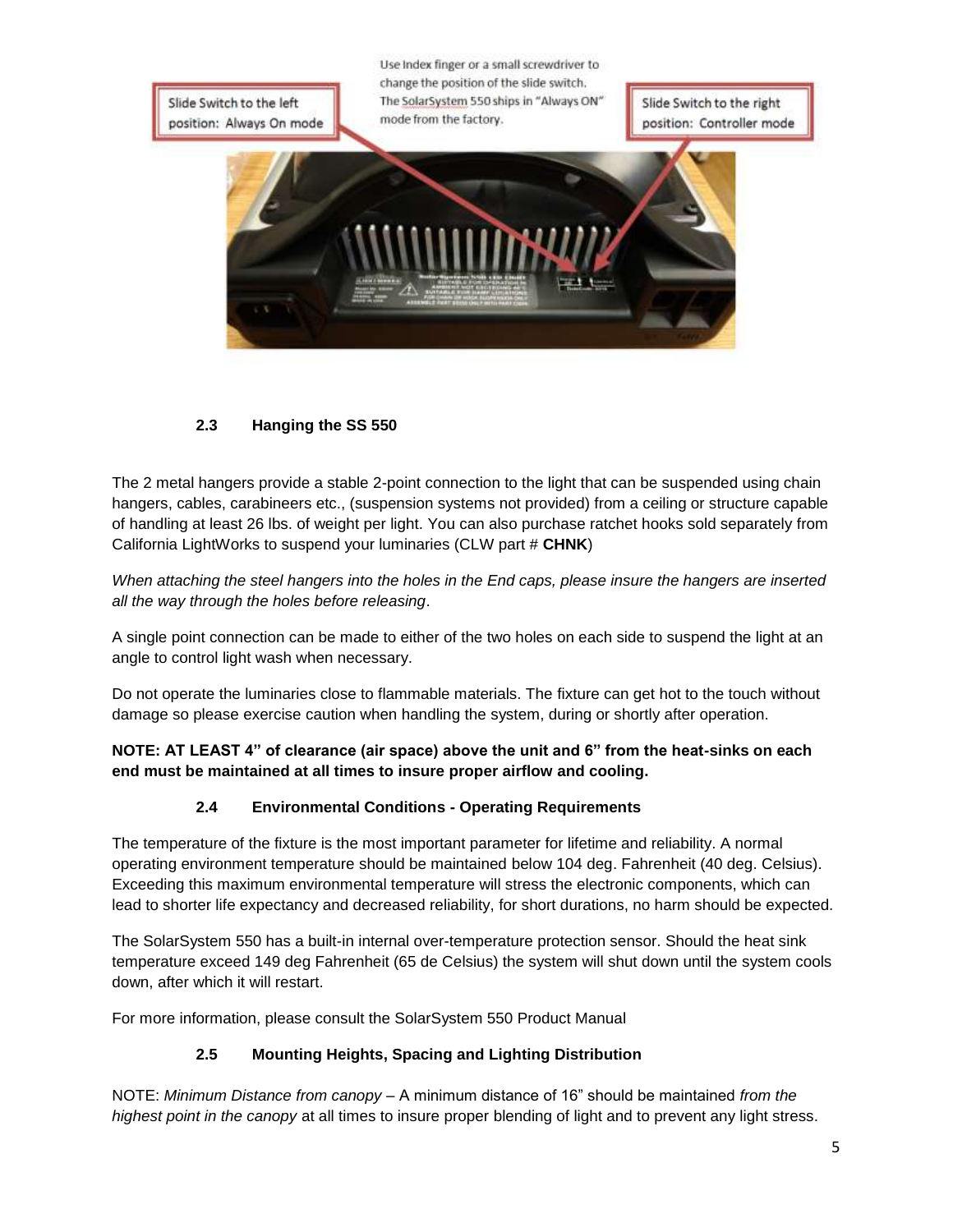Slide Switch to the left position: Always On mode

Use Index finger or a small screwdriver to change the position of the slide switch. The SolarSystem 550 ships in "Always ON" mode from the factory.

Slide Switch to the right position: Controller mode

### 2.3 Hanging the SS 550

The 2 metal hangers provide a stable 2-point connection to the light that can be suspended using chain hangers, cables, carabineers etc., (suspension systems not provided) from a ceiling or structure capable of handling at least 26 lbs. of weight per light. You can also purchase ratchet hooks sold separately from California LightWorks to suspend your luminaries (CLW part # **CHNK**)

*When attaching the steel hangers into the holes in the End caps, please insure the hangers are inserted all the way through the holes before releasing*.

A single point connection can be made to either of the two holes on each side to suspend the light at an angle to control light wash when necessary.

Do not operate the luminaries close to flammable materials. The fixture can get hot to the touch without damage so please exercise caution when handling the system, during or shortly after operation.

**NOTE: AT LEAST 4" of clearance (air space) above the unit and 6" from the heat-sinks on each end must be maintained at all times to insure proper airflow and cooling.**

### 2.4 Environmental Conditions - Operating Requirements

The temperature of the fixture is the most important parameter for lifetime and reliability. A normal operating environment temperature should be maintained below 104 deg. Fahrenheit (40 deg. Celsius). Exceeding this maximum environmental temperature will stress the electronic components, which can lead to shorter life expectancy and decreased reliability, for short durations, no harm should be expected.

The SolarSystem 550 has a built-in internal over-temperature protection sensor. Should the heat sink temperature exceed 149 deg Fahrenheit (65 de Celsius) the system will shut down until the system cools down, after which it will restart.

For more information, please consult the SolarSystem 550 Product Manual

### 2.5 Mounting Heights, Spacing and Lighting Distribution

NOTE: *Minimum Distance from canopy* – A minimum distance of 16" should be maintained *from the highest point in the canopy* at all times to insure proper blending of light and to prevent any light stress.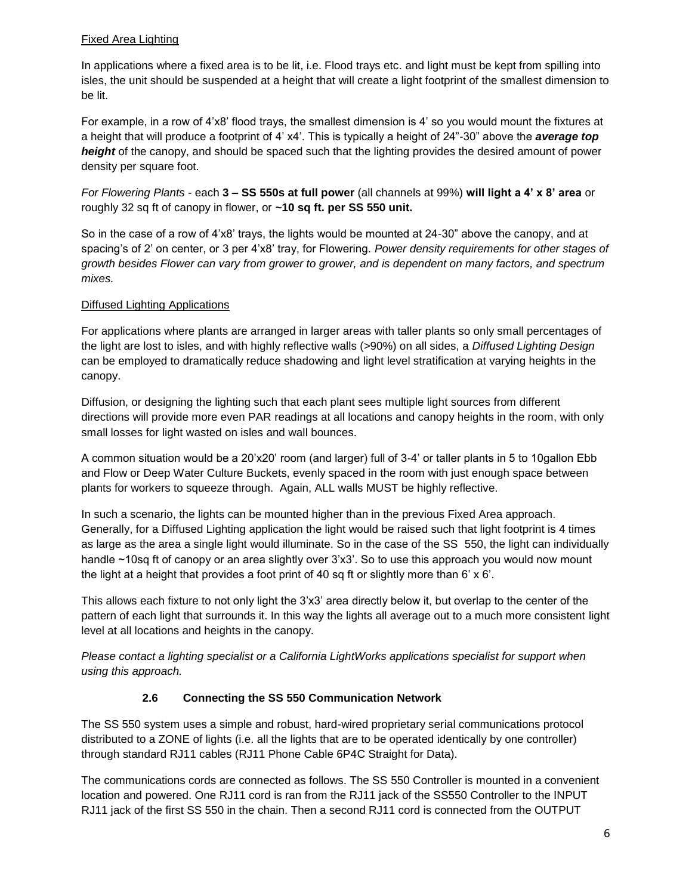Fixed Area Lighting

In applications where a fixed area is to be lit, i.e. Flood trays etc. and light must be kept from spilling into isles, the unit should be suspended at a height that will create a light footprint of the smallest dimension to be lit.

For example, in a row of 4'x8' flood trays, the smallest dimension is 4' so you would mount the fixtures at a height that will produce a footprint of 4' x4'. This is typically a height of 24"-30" above the ***average top height*** of the canopy, and should be spaced such that the lighting provides the desired amount of power density per square foot.

*For Flowering Plants* - each **3 – SS 550s at full power** (all channels at 99%) **will light a 4' x 8' area** or roughly 32 sq ft of canopy in flower, or **~10 sq ft. per SS 550 unit.**

So in the case of a row of 4'x8' trays, the lights would be mounted at 24-30" above the canopy, and at spacing's of 2' on center, or 3 per 4'x8' tray, for Flowering. *Power density requirements for other stages of growth besides Flower can vary from grower to grower, and is dependent on many factors, and spectrum mixes.*

Diffused Lighting Applications

For applications where plants are arranged in larger areas with taller plants so only small percentages of the light are lost to isles, and with highly reflective walls (>90%) on all sides, a *Diffused Lighting Design* can be employed to dramatically reduce shadowing and light level stratification at varying heights in the canopy.

Diffusion, or designing the lighting such that each plant sees multiple light sources from different directions will provide more even PAR readings at all locations and canopy heights in the room, with only small losses for light wasted on isles and wall bounces.

A common situation would be a 20'x20' room (and larger) full of 3-4' or taller plants in 5 to 10gallon Ebb and Flow or Deep Water Culture Buckets, evenly spaced in the room with just enough space between plants for workers to squeeze through. Again, ALL walls MUST be highly reflective.

In such a scenario, the lights can be mounted higher than in the previous Fixed Area approach. Generally, for a Diffused Lighting application the light would be raised such that light footprint is 4 times as large as the area a single light would illuminate. So in the case of the SS 550, the light can individually handle ~10sq ft of canopy or an area slightly over 3'x3'. So to use this approach you would now mount the light at a height that provides a foot print of 40 sq ft or slightly more than 6' x 6'.

This allows each fixture to not only light the 3'x3' area directly below it, but overlap to the center of the pattern of each light that surrounds it. In this way the lights all average out to a much more consistent light level at all locations and heights in the canopy.

*Please contact a lighting specialist or a California LightWorks applications specialist for support when using this approach.*

### 2.6 Connecting the SS 550 Communication Network

The SS 550 system uses a simple and robust, hard-wired proprietary serial communications protocol distributed to a ZONE of lights (i.e. all the lights that are to be operated identically by one controller) through standard RJ11 cables (RJ11 Phone Cable 6P4C Straight for Data).

The communications cords are connected as follows. The SS 550 Controller is mounted in a convenient location and powered. One RJ11 cord is ran from the RJ11 jack of the SS550 Controller to the INPUT RJ11 jack of the first SS 550 in the chain. Then a second RJ11 cord is connected from the OUTPUT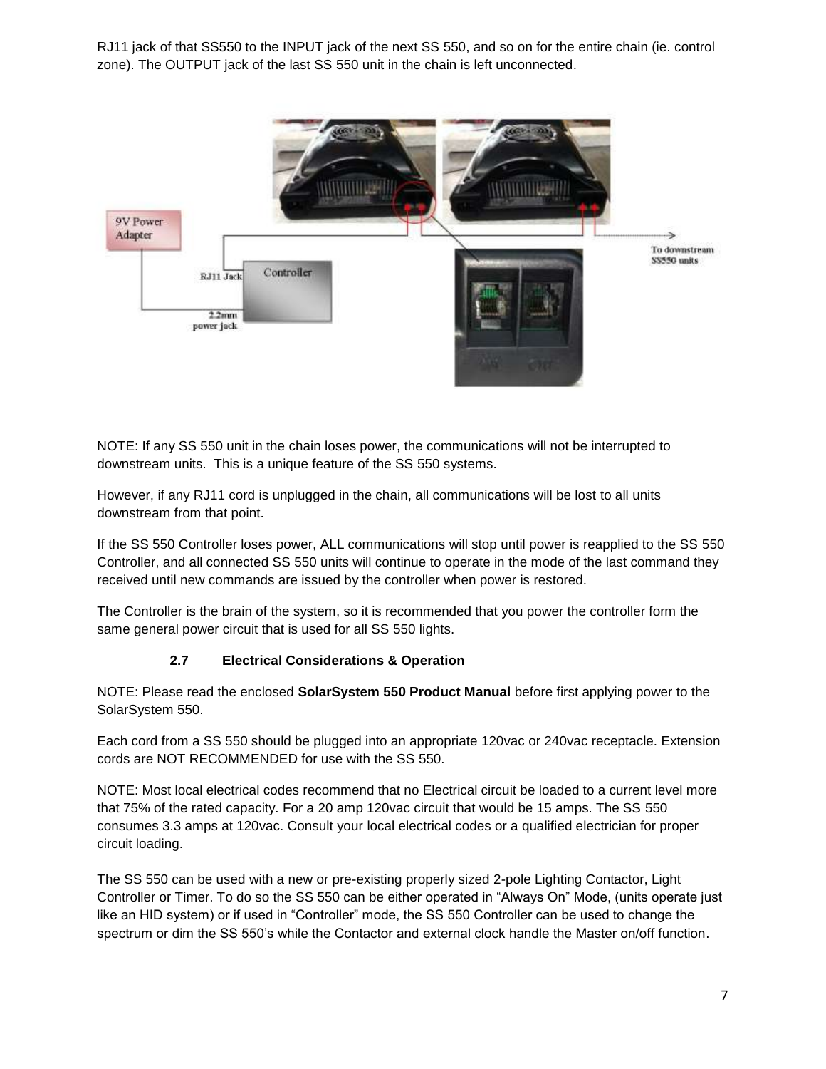RJ11 jack of that SS550 to the INPUT jack of the next SS 550, and so on for the entire chain (ie. control zone). The OUTPUT jack of the last SS 550 unit in the chain is left unconnected.

NOTE: If any SS 550 unit in the chain loses power, the communications will not be interrupted to downstream units. This is a unique feature of the SS 550 systems.

However, if any RJ11 cord is unplugged in the chain, all communications will be lost to all units downstream from that point.

If the SS 550 Controller loses power, ALL communications will stop until power is reapplied to the SS 550 Controller, and all connected SS 550 units will continue to operate in the mode of the last command they received until new commands are issued by the controller when power is restored.

The Controller is the brain of the system, so it is recommended that you power the controller form the same general power circuit that is used for all SS 550 lights.

### 2.7 Electrical Considerations & Operation

NOTE: Please read the enclosed **SolarSystem 550 Product Manual** before first applying power to the SolarSystem 550.

Each cord from a SS 550 should be plugged into an appropriate 120vac or 240vac receptacle. Extension cords are NOT RECOMMENDED for use with the SS 550.

NOTE: Most local electrical codes recommend that no Electrical circuit be loaded to a current level more that 75% of the rated capacity. For a 20 amp 120vac circuit that would be 15 amps. The SS 550 consumes 3.3 amps at 120vac. Consult your local electrical codes or a qualified electrician for proper circuit loading.

The SS 550 can be used with a new or pre-existing properly sized 2-pole Lighting Contactor, Light Controller or Timer. To do so the SS 550 can be either operated in “Always On” Mode, (units operate just like an HID system) or if used in “Controller” mode, the SS 550 Controller can be used to change the spectrum or dim the SS 550’s while the Contactor and external clock handle the Master on/off function.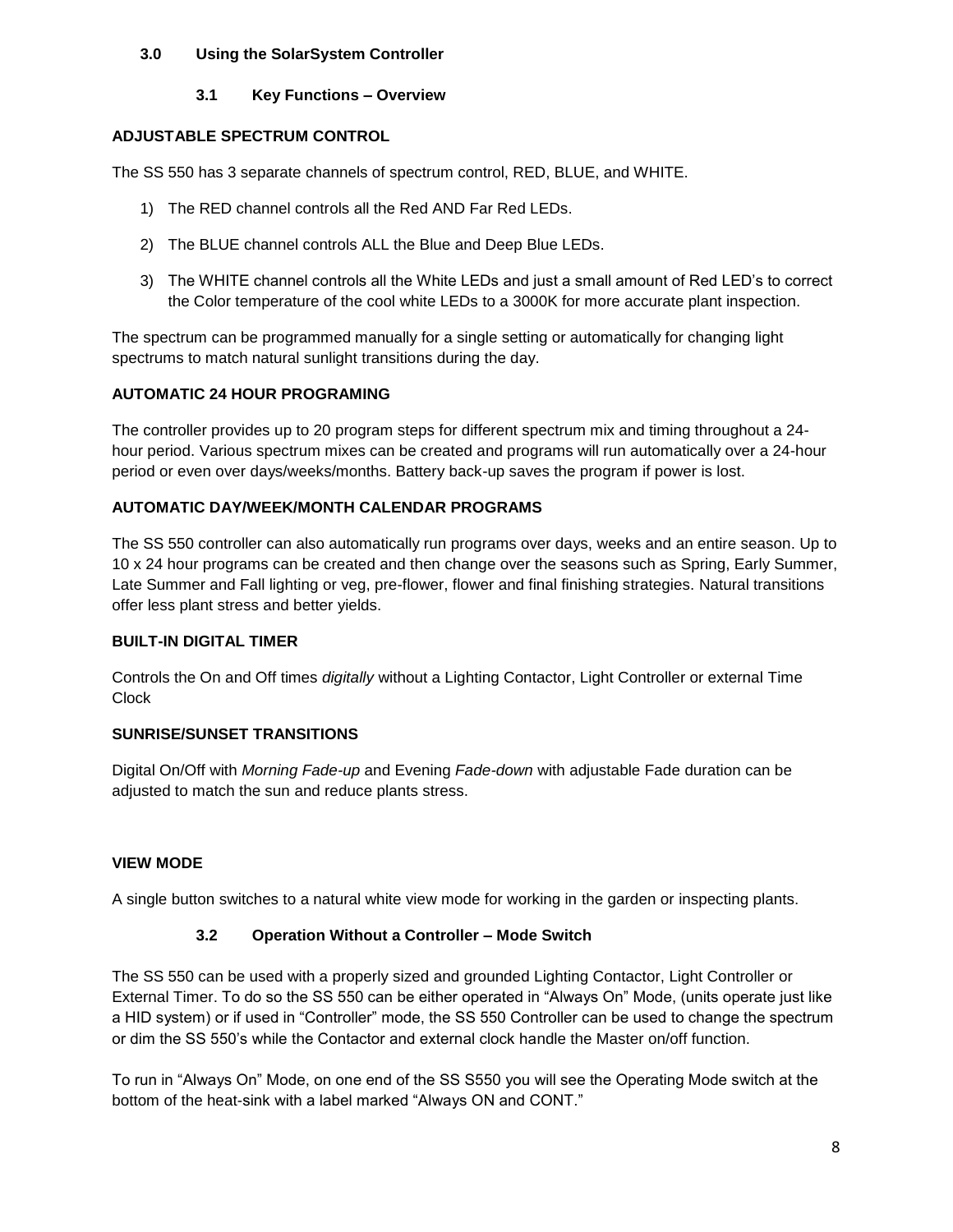## 3.0 Using the SolarSystem Controller

### 3.1 Key Functions – Overview

**ADJUSTABLE SPECTRUM CONTROL**

The SS 550 has 3 separate channels of spectrum control, RED, BLUE, and WHITE.

1) The RED channel controls all the Red AND Far Red LEDs.
2) The BLUE channel controls ALL the Blue and Deep Blue LEDs.
3) The WHITE channel controls all the White LEDs and just a small amount of Red LED's to correct the Color temperature of the cool white LEDs to a 3000K for more accurate plant inspection.

The spectrum can be programmed manually for a single setting or automatically for changing light spectrums to match natural sunlight transitions during the day.

**AUTOMATIC 24 HOUR PROGRAMING**

The controller provides up to 20 program steps for different spectrum mix and timing throughout a 24-hour period. Various spectrum mixes can be created and programs will run automatically over a 24-hour period or even over days/weeks/months. Battery back-up saves the program if power is lost.

**AUTOMATIC DAY/WEEK/MONTH CALENDAR PROGRAMS**

The SS 550 controller can also automatically run programs over days, weeks and an entire season. Up to 10 x 24 hour programs can be created and then change over the seasons such as Spring, Early Summer, Late Summer and Fall lighting or veg, pre-flower, flower and final finishing strategies. Natural transitions offer less plant stress and better yields.

**BUILT-IN DIGITAL TIMER**

Controls the On and Off times *digitally* without a Lighting Contactor, Light Controller or external Time Clock

**SUNRISE/SUNSET TRANSITIONS**

Digital On/Off with *Morning Fade-up* and Evening *Fade-down* with adjustable Fade duration can be adjusted to match the sun and reduce plants stress.

**VIEW MODE**

A single button switches to a natural white view mode for working in the garden or inspecting plants.

### 3.2 Operation Without a Controller – Mode Switch

The SS 550 can be used with a properly sized and grounded Lighting Contactor, Light Controller or External Timer. To do so the SS 550 can be either operated in "Always On" Mode, (units operate just like a HID system) or if used in "Controller" mode, the SS 550 Controller can be used to change the spectrum or dim the SS 550's while the Contactor and external clock handle the Master on/off function.

To run in "Always On" Mode, on one end of the SS S550 you will see the Operating Mode switch at the bottom of the heat-sink with a label marked "Always ON and CONT."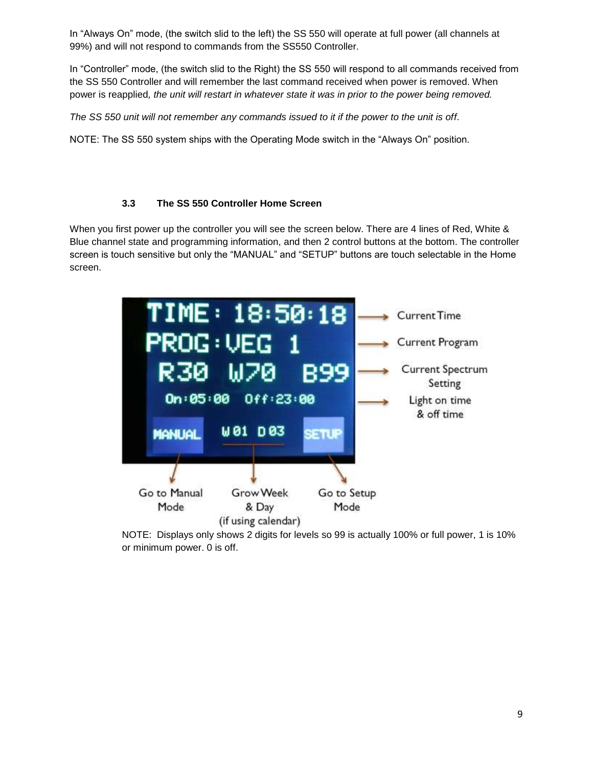In “Always On” mode, (the switch slid to the left) the SS 550 will operate at full power (all channels at 99%) and will not respond to commands from the SS550 Controller.

In “Controller” mode, (the switch slid to the Right) the SS 550 will respond to all commands received from the SS 550 Controller and will remember the last command received when power is removed. When power is reapplied*, the unit will restart in whatever state it was in prior to the power being removed.*

*The SS 550 unit will not remember any commands issued to it if the power to the unit is off*.

NOTE: The SS 550 system ships with the Operating Mode switch in the “Always On” position.

### 3.3 The SS 550 Controller Home Screen

When you first power up the controller you will see the screen below. There are 4 lines of Red, White & Blue channel state and programming information, and then 2 control buttons at the bottom. The controller screen is touch sensitive but only the “MANUAL” and “SETUP” buttons are touch selectable in the Home screen.

TIME: 18:50:18 → Current Time

PROG: VEG 1 → Current Program

R30 W70 B99 → Current Spectrum Setting

On: 05:00 Off: 23:00 → Light on time & off time

MANUAL → Go to Manual Mode

W01 D03 → Grow Week & Day (if using calendar)

SETUP → Go to Setup Mode

NOTE: Displays only shows 2 digits for levels so 99 is actually 100% or full power, 1 is 10% or minimum power. 0 is off.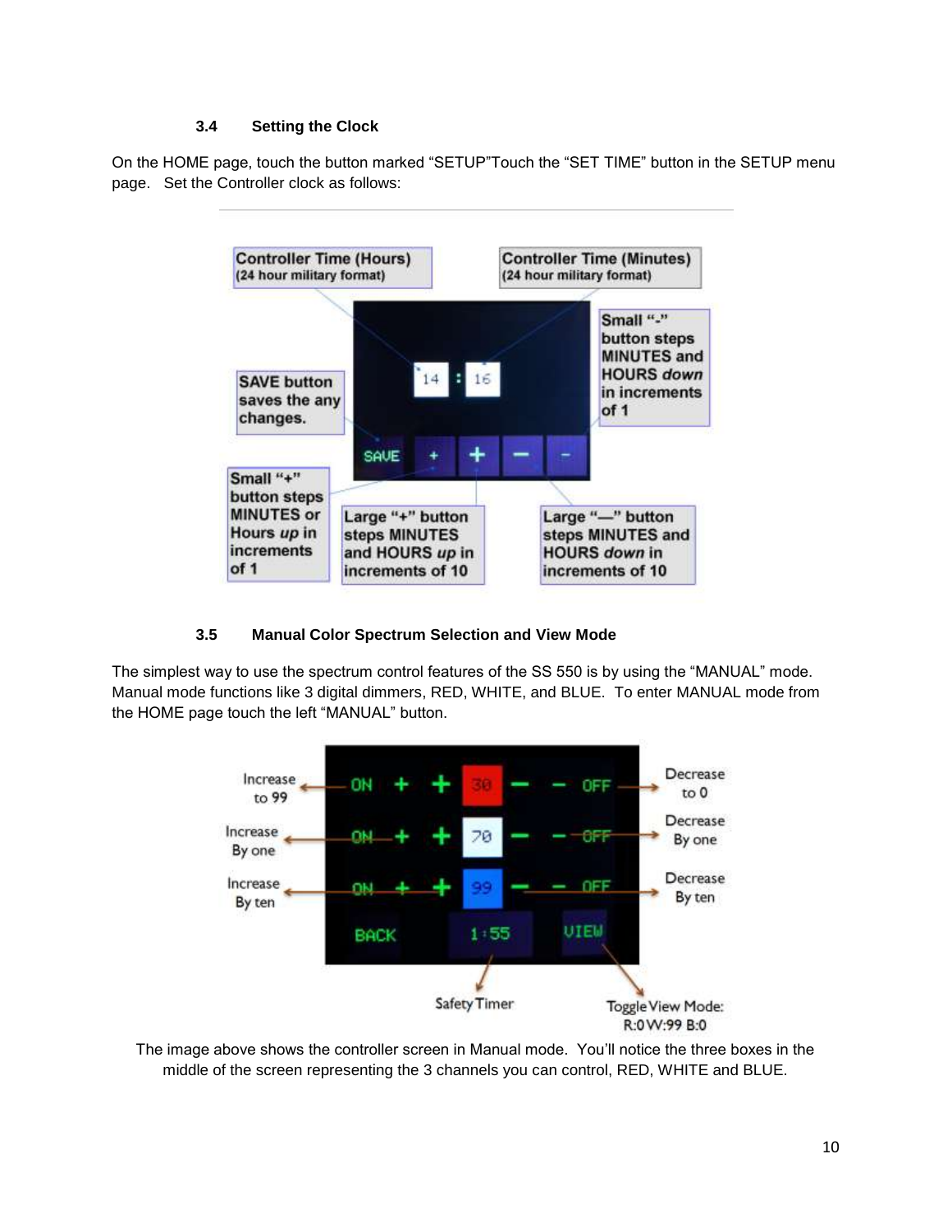### 3.4 Setting the Clock

On the HOME page, touch the button marked "SETUP"Touch the "SET TIME" button in the SETUP menu page. Set the Controller clock as follows:

Controller Time (Hours) (24 hour military format)

Controller Time (Minutes) (24 hour military format)

Small "-" button steps MINUTES and HOURS *down* in increments of 1

SAVE button saves the any changes.

Small "+" button steps MINUTES or Hours *up* in increments of 1

Large "+" button steps MINUTES and HOURS *up* in increments of 10

Large "—" button steps MINUTES and HOURS *down* in increments of 10

### 3.5 Manual Color Spectrum Selection and View Mode

The simplest way to use the spectrum control features of the SS 550 is by using the "MANUAL" mode. Manual mode functions like 3 digital dimmers, RED, WHITE, and BLUE. To enter MANUAL mode from the HOME page touch the left "MANUAL" button.

Increase to 99

Increase By one

Increase By ten

Decrease to 0

Decrease By one

Decrease By ten

Safety Timer

Toggle View Mode: R:0 W:99 B:0

The image above shows the controller screen in Manual mode. You'll notice the three boxes in the middle of the screen representing the 3 channels you can control, RED, WHITE and BLUE.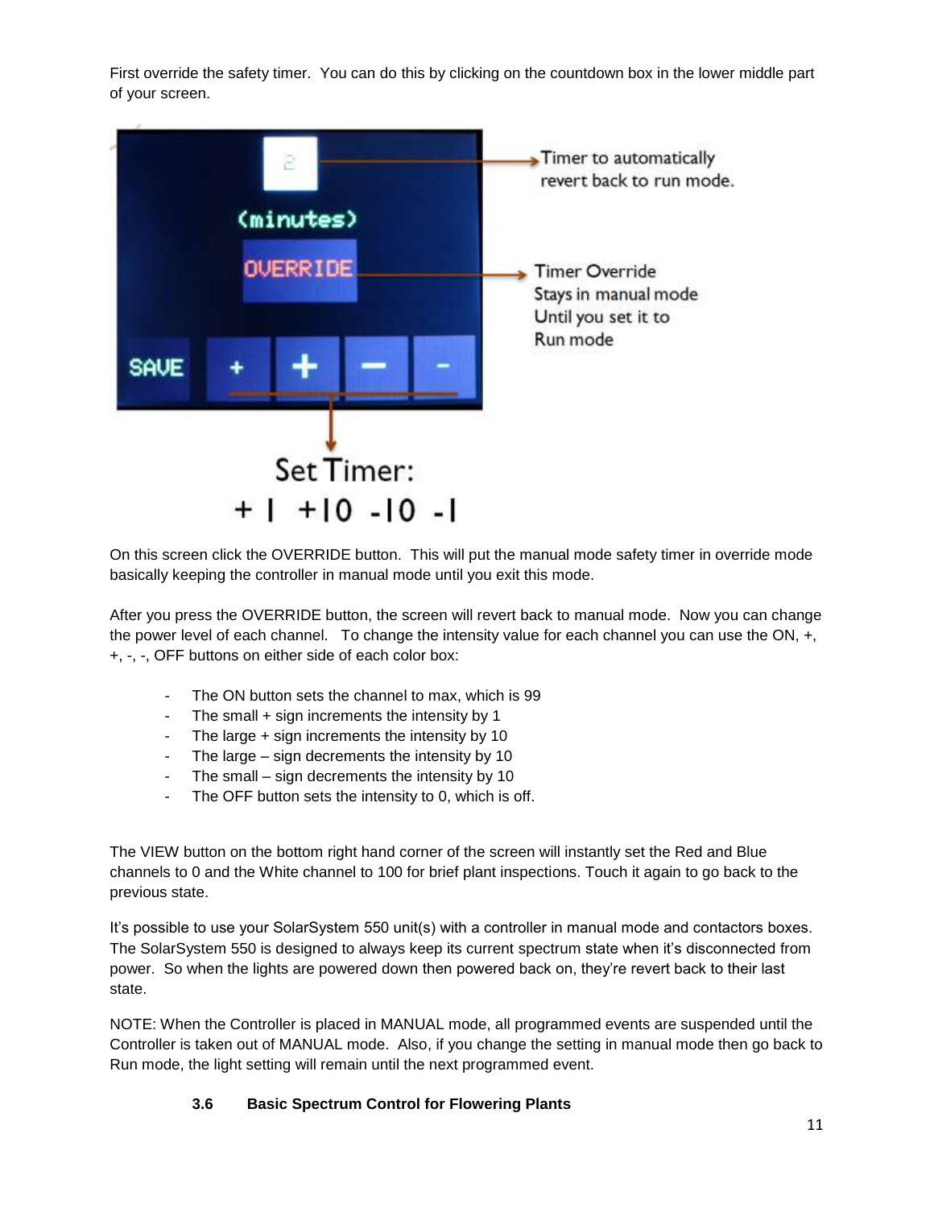First override the safety timer. You can do this by clicking on the countdown box in the lower middle part of your screen.

On this screen click the OVERRIDE button. This will put the manual mode safety timer in override mode basically keeping the controller in manual mode until you exit this mode.

After you press the OVERRIDE button, the screen will revert back to manual mode. Now you can change the power level of each channel. To change the intensity value for each channel you can use the ON, +, +, -, -, OFF buttons on either side of each color box:

- The ON button sets the channel to max, which is 99
- The small + sign increments the intensity by 1
- The large + sign increments the intensity by 10
- The large – sign decrements the intensity by 10
- The small – sign decrements the intensity by 10
- The OFF button sets the intensity to 0, which is off.

The VIEW button on the bottom right hand corner of the screen will instantly set the Red and Blue channels to 0 and the White channel to 100 for brief plant inspections. Touch it again to go back to the previous state.

It's possible to use your SolarSystem 550 unit(s) with a controller in manual mode and contactors boxes. The SolarSystem 550 is designed to always keep its current spectrum state when it's disconnected from power. So when the lights are powered down then powered back on, they're revert back to their last state.

NOTE: When the Controller is placed in MANUAL mode, all programmed events are suspended until the Controller is taken out of MANUAL mode. Also, if you change the setting in manual mode then go back to Run mode, the light setting will remain until the next programmed event.

### 3.6 Basic Spectrum Control for Flowering Plants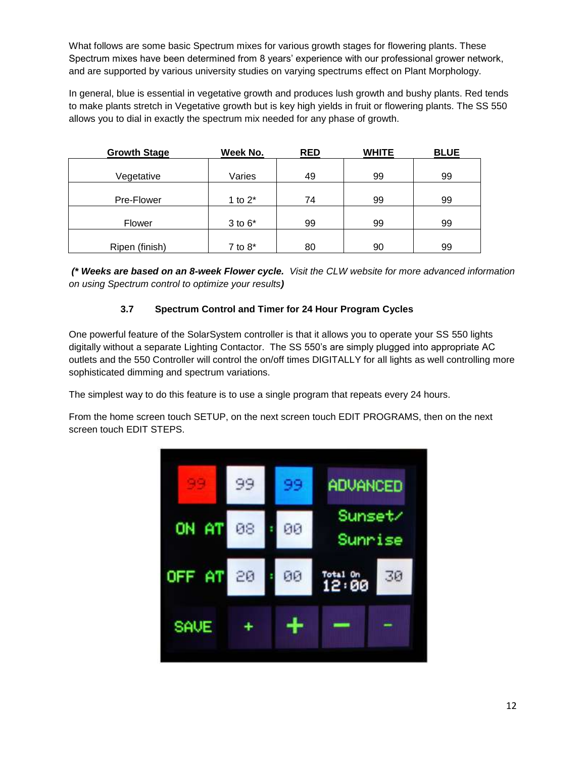What follows are some basic Spectrum mixes for various growth stages for flowering plants. These Spectrum mixes have been determined from 8 years' experience with our professional grower network, and are supported by various university studies on varying spectrums effect on Plant Morphology.

In general, blue is essential in vegetative growth and produces lush growth and bushy plants. Red tends to make plants stretch in Vegetative growth but is key high yields in fruit or flowering plants. The SS 550 allows you to dial in exactly the spectrum mix needed for any phase of growth.

| Growth Stage | Week No. | RED | WHITE | BLUE |
|---|---|---|---|---|
| Vegetative | Varies | 49 | 99 | 99 |
| Pre-Flower | 1 to 2* | 74 | 99 | 99 |
| Flower | 3 to 6* | 99 | 99 | 99 |
| Ripen (finish) | 7 to 8* | 80 | 90 | 99 |

***(* Weeks are based on an 8-week Flower cycle.*** *Visit the CLW website for more advanced information on using Spectrum control to optimize your results****)***

### 3.7 Spectrum Control and Timer for 24 Hour Program Cycles

One powerful feature of the SolarSystem controller is that it allows you to operate your SS 550 lights digitally without a separate Lighting Contactor. The SS 550's are simply plugged into appropriate AC outlets and the 550 Controller will control the on/off times DIGITALLY for all lights as well controlling more sophisticated dimming and spectrum variations.

The simplest way to do this feature is to use a single program that repeats every 24 hours.

From the home screen touch SETUP, on the next screen touch EDIT PROGRAMS, then on the next screen touch EDIT STEPS.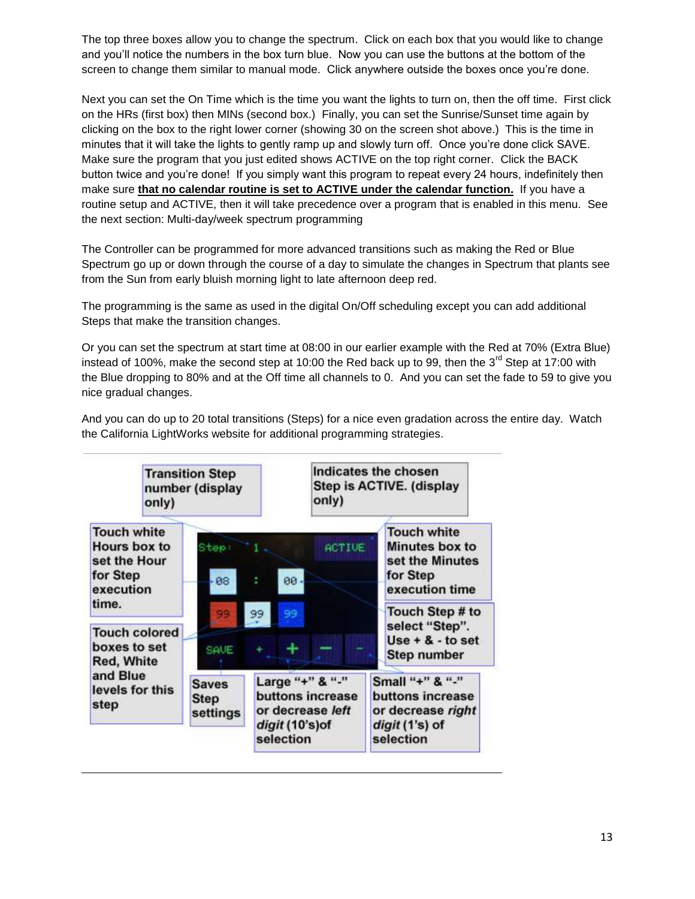The top three boxes allow you to change the spectrum. Click on each box that you would like to change and you'll notice the numbers in the box turn blue. Now you can use the buttons at the bottom of the screen to change them similar to manual mode. Click anywhere outside the boxes once you're done.

Next you can set the On Time which is the time you want the lights to turn on, then the off time. First click on the HRs (first box) then MINs (second box.) Finally, you can set the Sunrise/Sunset time again by clicking on the box to the right lower corner (showing 30 on the screen shot above.) This is the time in minutes that it will take the lights to gently ramp up and slowly turn off. Once you're done click SAVE. Make sure the program that you just edited shows ACTIVE on the top right corner. Click the BACK button twice and you're done! If you simply want this program to repeat every 24 hours, indefinitely then make sure **<u>that no calendar routine is set to ACTIVE under the calendar function.</u>** If you have a routine setup and ACTIVE, then it will take precedence over a program that is enabled in this menu. See the next section: Multi-day/week spectrum programming

The Controller can be programmed for more advanced transitions such as making the Red or Blue Spectrum go up or down through the course of a day to simulate the changes in Spectrum that plants see from the Sun from early bluish morning light to late afternoon deep red.

The programming is the same as used in the digital On/Off scheduling except you can add additional Steps that make the transition changes.

Or you can set the spectrum at start time at 08:00 in our earlier example with the Red at 70% (Extra Blue) instead of 100%, make the second step at 10:00 the Red back up to 99, then the 3rd Step at 17:00 with the Blue dropping to 80% and at the Off time all channels to 0. And you can set the fade to 59 to give you nice gradual changes.

And you can do up to 20 total transitions (Steps) for a nice even gradation across the entire day. Watch the California LightWorks website for additional programming strategies.

Transition Step number (display only)

Indicates the chosen Step is ACTIVE. (display only)

Touch white Hours box to set the Hour for Step execution time.

Touch white Minutes box to set the Minutes for Step execution time

Touch Step # to select "Step". Use + & - to set Step number

Touch colored boxes to set Red, White and Blue levels for this step

Saves Step settings

Large "+" & "-" buttons increase or decrease *left digit* (10's)of selection

Small "+" & "-" buttons increase or decrease *right digit* (1's) of selection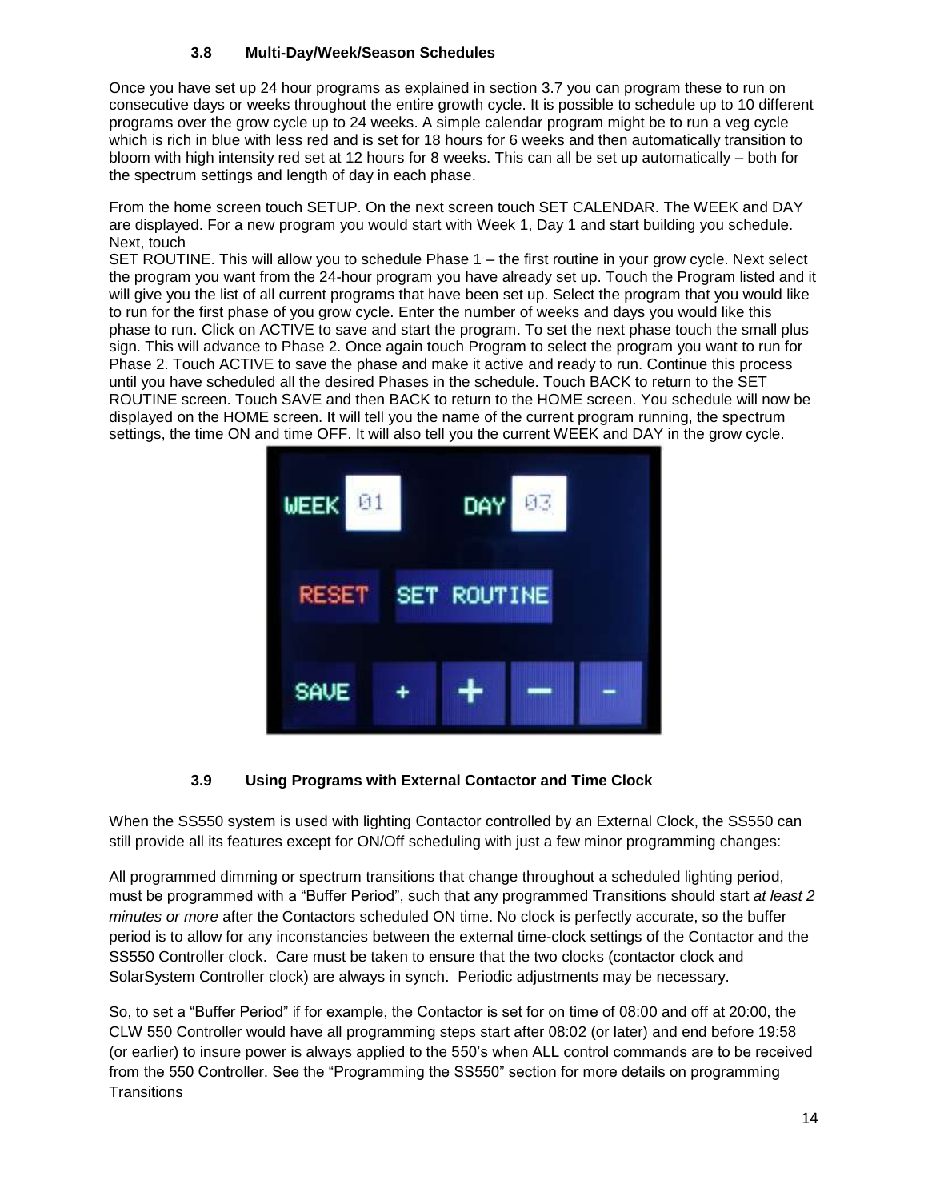### 3.8 Multi-Day/Week/Season Schedules

Once you have set up 24 hour programs as explained in section 3.7 you can program these to run on consecutive days or weeks throughout the entire growth cycle. It is possible to schedule up to 10 different programs over the grow cycle up to 24 weeks. A simple calendar program might be to run a veg cycle which is rich in blue with less red and is set for 18 hours for 6 weeks and then automatically transition to bloom with high intensity red set at 12 hours for 8 weeks. This can all be set up automatically – both for the spectrum settings and length of day in each phase.

From the home screen touch SETUP. On the next screen touch SET CALENDAR. The WEEK and DAY are displayed. For a new program you would start with Week 1, Day 1 and start building you schedule. Next, touch
SET ROUTINE. This will allow you to schedule Phase 1 – the first routine in your grow cycle. Next select the program you want from the 24-hour program you have already set up. Touch the Program listed and it will give you the list of all current programs that have been set up. Select the program that you would like to run for the first phase of you grow cycle. Enter the number of weeks and days you would like this phase to run. Click on ACTIVE to save and start the program. To set the next phase touch the small plus sign. This will advance to Phase 2. Once again touch Program to select the program you want to run for Phase 2. Touch ACTIVE to save the phase and make it active and ready to run. Continue this process until you have scheduled all the desired Phases in the schedule. Touch BACK to return to the SET ROUTINE screen. Touch SAVE and then BACK to return to the HOME screen. You schedule will now be displayed on the HOME screen. It will tell you the name of the current program running, the spectrum settings, the time ON and time OFF. It will also tell you the current WEEK and DAY in the grow cycle.

### 3.9 Using Programs with External Contactor and Time Clock

When the SS550 system is used with lighting Contactor controlled by an External Clock, the SS550 can still provide all its features except for ON/Off scheduling with just a few minor programming changes:

All programmed dimming or spectrum transitions that change throughout a scheduled lighting period, must be programmed with a "Buffer Period", such that any programmed Transitions should start *at least 2 minutes or more* after the Contactors scheduled ON time. No clock is perfectly accurate, so the buffer period is to allow for any inconstancies between the external time-clock settings of the Contactor and the SS550 Controller clock. Care must be taken to ensure that the two clocks (contactor clock and SolarSystem Controller clock) are always in synch. Periodic adjustments may be necessary.

So, to set a "Buffer Period" if for example, the Contactor is set for on time of 08:00 and off at 20:00, the CLW 550 Controller would have all programming steps start after 08:02 (or later) and end before 19:58 (or earlier) to insure power is always applied to the 550's when ALL control commands are to be received from the 550 Controller. See the "Programming the SS550" section for more details on programming Transitions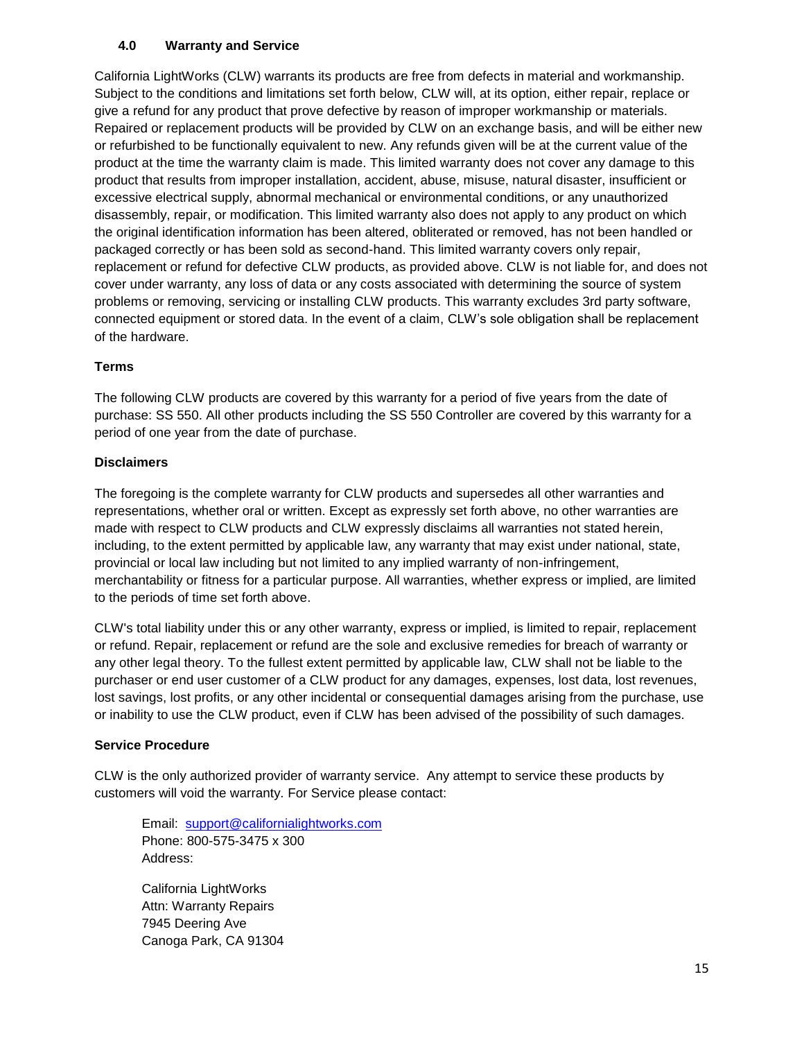## 4.0 Warranty and Service

California LightWorks (CLW) warrants its products are free from defects in material and workmanship. Subject to the conditions and limitations set forth below, CLW will, at its option, either repair, replace or give a refund for any product that prove defective by reason of improper workmanship or materials. Repaired or replacement products will be provided by CLW on an exchange basis, and will be either new or refurbished to be functionally equivalent to new. Any refunds given will be at the current value of the product at the time the warranty claim is made. This limited warranty does not cover any damage to this product that results from improper installation, accident, abuse, misuse, natural disaster, insufficient or excessive electrical supply, abnormal mechanical or environmental conditions, or any unauthorized disassembly, repair, or modification. This limited warranty also does not apply to any product on which the original identification information has been altered, obliterated or removed, has not been handled or packaged correctly or has been sold as second-hand. This limited warranty covers only repair, replacement or refund for defective CLW products, as provided above. CLW is not liable for, and does not cover under warranty, any loss of data or any costs associated with determining the source of system problems or removing, servicing or installing CLW products. This warranty excludes 3rd party software, connected equipment or stored data. In the event of a claim, CLW's sole obligation shall be replacement of the hardware.

### Terms

The following CLW products are covered by this warranty for a period of five years from the date of purchase: SS 550. All other products including the SS 550 Controller are covered by this warranty for a period of one year from the date of purchase.

### Disclaimers

The foregoing is the complete warranty for CLW products and supersedes all other warranties and representations, whether oral or written. Except as expressly set forth above, no other warranties are made with respect to CLW products and CLW expressly disclaims all warranties not stated herein, including, to the extent permitted by applicable law, any warranty that may exist under national, state, provincial or local law including but not limited to any implied warranty of non-infringement, merchantability or fitness for a particular purpose. All warranties, whether express or implied, are limited to the periods of time set forth above.

CLW's total liability under this or any other warranty, express or implied, is limited to repair, replacement or refund. Repair, replacement or refund are the sole and exclusive remedies for breach of warranty or any other legal theory. To the fullest extent permitted by applicable law, CLW shall not be liable to the purchaser or end user customer of a CLW product for any damages, expenses, lost data, lost revenues, lost savings, lost profits, or any other incidental or consequential damages arising from the purchase, use or inability to use the CLW product, even if CLW has been advised of the possibility of such damages.

### Service Procedure

CLW is the only authorized provider of warranty service. Any attempt to service these products by customers will void the warranty. For Service please contact:

Email: support@californialightworks.com
Phone: 800-575-3475 x 300
Address:

California LightWorks
Attn: Warranty Repairs
7945 Deering Ave
Canoga Park, CA 91304